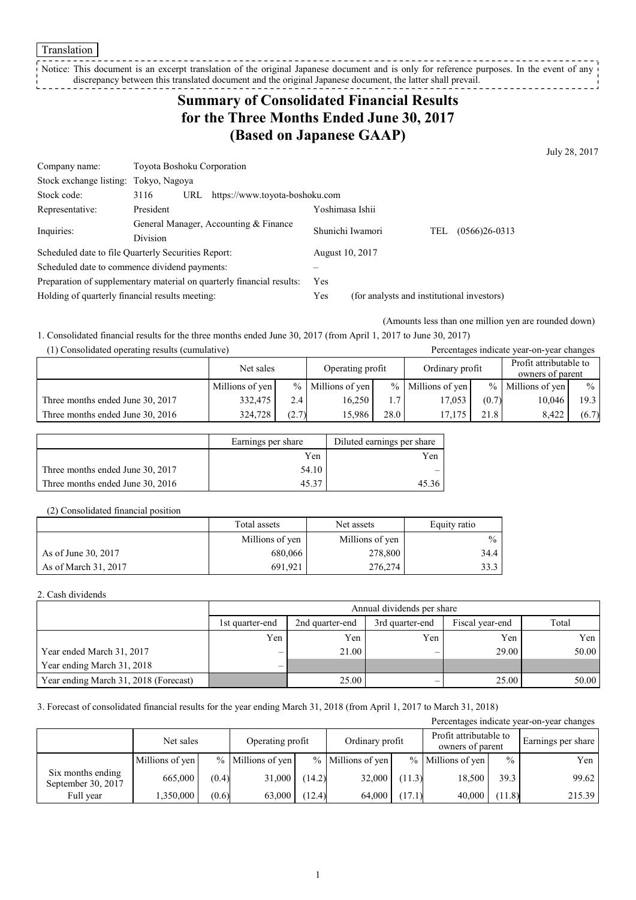Translation

Notice: This document is an excerpt translation of the original Japanese document and is only for reference purposes. In the event of any discrepancy between this translated document and the original Japanese document, the latter shall prevail.

# Summary of Consolidated Financial Results for the Three Months Ended June 30, 2017 (Based on Japanese GAAP)

July 28, 2017

| | | | |
|---|---|---|---|
| Company name: | Toyota Boshoku Corporation | | |
| Stock exchange listing: | Tokyo, Nagoya | | |
| Stock code: | 3116 URL https://www.toyota-boshoku.com | | |
| Representative: | President | Yoshimasa Ishii | |
| Inquiries: | General Manager, Accounting & Finance Division | Shunichi Iwamori | TEL (0566)26-0313 |
| Scheduled date to file Quarterly Securities Report: | | August 10, 2017 | |
| Scheduled date to commence dividend payments: | | – | |
| Preparation of supplementary material on quarterly financial results: | | Yes | |
| Holding of quarterly financial results meeting: | | Yes | (for analysts and institutional investors) |

(Amounts less than one million yen are rounded down)

1. Consolidated financial results for the three months ended June 30, 2017 (from April 1, 2017 to June 30, 2017)

(1) Consolidated operating results (cumulative)

Percentages indicate year-on-year changes

| | Net sales | | Operating profit | | Ordinary profit | | Profit attributable to owners of parent | |
|---|---|---|---|---|---|---|---|---|
| | Millions of yen | % | Millions of yen | % | Millions of yen | % | Millions of yen | % |
| Three months ended June 30, 2017 | 332,475 | 2.4 | 16,250 | 1.7 | 17,053 | (0.7) | 10,046 | 19.3 |
| Three months ended June 30, 2016 | 324,728 | (2.7) | 15,986 | 28.0 | 17,175 | 21.8 | 8,422 | (6.7) |

| | Earnings per share | Diluted earnings per share |
|---|---|---|
| | Yen | Yen |
| Three months ended June 30, 2017 | 54.10 | – |
| Three months ended June 30, 2016 | 45.37 | 45.36 |

(2) Consolidated financial position

| | Total assets | Net assets | Equity ratio |
|---|---|---|---|
| | Millions of yen | Millions of yen | % |
| As of June 30, 2017 | 680,066 | 278,800 | 34.4 |
| As of March 31, 2017 | 691,921 | 276,274 | 33.3 |

2. Cash dividends

| | Annual dividends per share | | | | |
|---|---|---|---|---|---|
| | 1st quarter-end | 2nd quarter-end | 3rd quarter-end | Fiscal year-end | Total |
| | Yen | Yen | Yen | Yen | Yen |
| Year ended March 31, 2017 | – | 21.00 | – | 29.00 | 50.00 |
| Year ending March 31, 2018 | – | | | | |
| Year ending March 31, 2018 (Forecast) | | 25.00 | – | 25.00 | 50.00 |

3. Forecast of consolidated financial results for the year ending March 31, 2018 (from April 1, 2017 to March 31, 2018)

Percentages indicate year-on-year changes

| | Net sales | | Operating profit | | Ordinary profit | | Profit attributable to owners of parent | | Earnings per share |
|---|---|---|---|---|---|---|---|---|---|
| | Millions of yen | % | Millions of yen | % | Millions of yen | % | Millions of yen | % | Yen |
| Six months ending September 30, 2017 | 665,000 | (0.4) | 31,000 | (14.2) | 32,000 | (11.3) | 18,500 | 39.3 | 99.62 |
| Full year | 1,350,000 | (0.6) | 63,000 | (12.4) | 64,000 | (17.1) | 40,000 | (11.8) | 215.39 |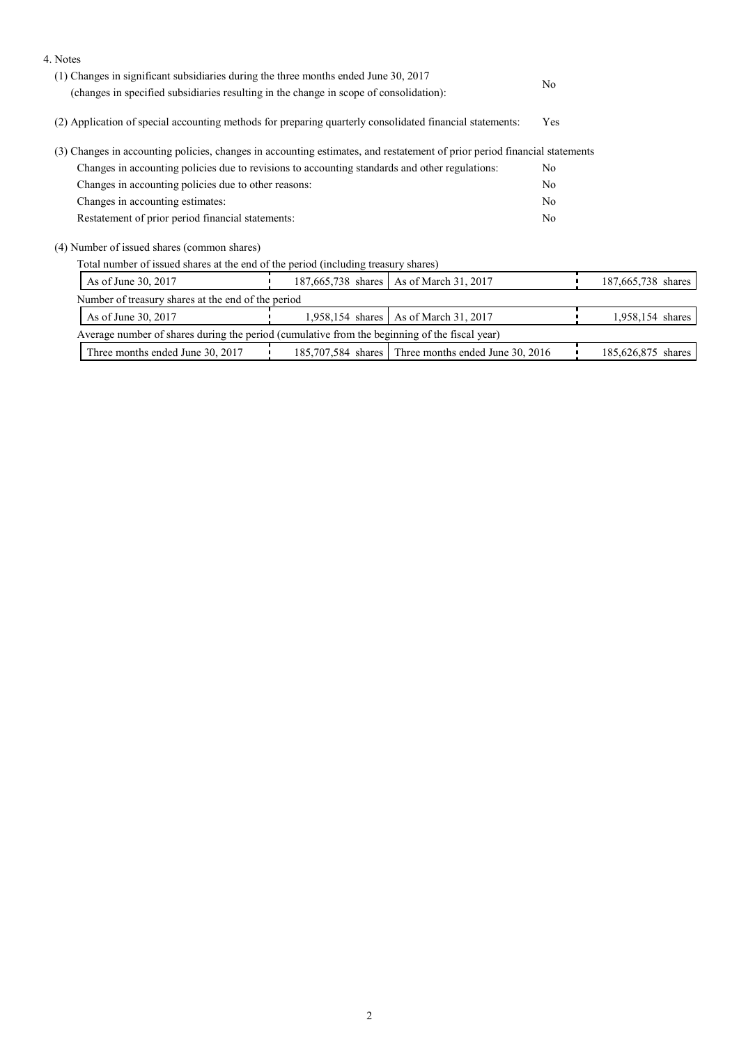4. Notes

(1) Changes in significant subsidiaries during the three months ended June 30, 2017
(changes in specified subsidiaries resulting in the change in scope of consolidation): No

(2) Application of special accounting methods for preparing quarterly consolidated financial statements: Yes

(3) Changes in accounting policies, changes in accounting estimates, and restatement of prior period financial statements

| | |
|---|---|
| Changes in accounting policies due to revisions to accounting standards and other regulations: | No |
| Changes in accounting policies due to other reasons: | No |
| Changes in accounting estimates: | No |
| Restatement of prior period financial statements: | No |

(4) Number of issued shares (common shares)

Total number of issued shares at the end of the period (including treasury shares)

| | | | |
|---|---|---|---|
| As of June 30, 2017 | 187,665,738 shares | As of March 31, 2017 | 187,665,738 shares |

Number of treasury shares at the end of the period

| | | | |
|---|---|---|---|
| As of June 30, 2017 | 1,958,154 shares | As of March 31, 2017 | 1,958,154 shares |

Average number of shares during the period (cumulative from the beginning of the fiscal year)

| | | | |
|---|---|---|---|
| Three months ended June 30, 2017 | 185,707,584 shares | Three months ended June 30, 2016 | 185,626,875 shares |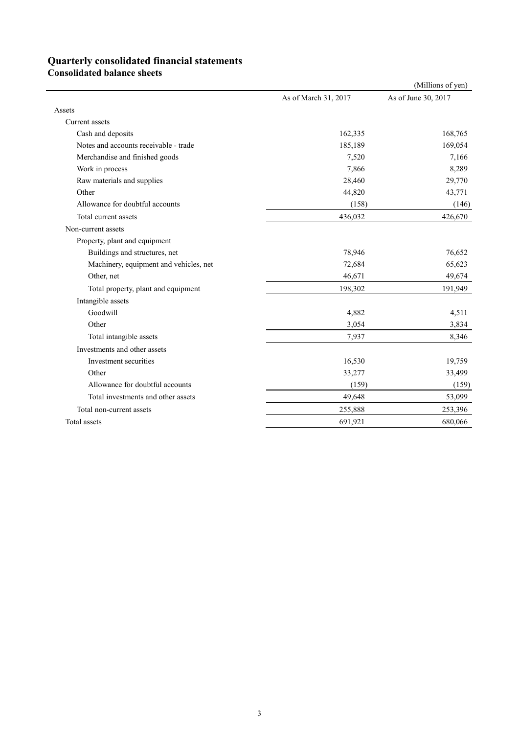# Quarterly consolidated financial statements

## Consolidated balance sheets

(Millions of yen)

| | As of March 31, 2017 | As of June 30, 2017 |
|---|---|---|
| Assets | | |
| Current assets | | |
| Cash and deposits | 162,335 | 168,765 |
| Notes and accounts receivable - trade | 185,189 | 169,054 |
| Merchandise and finished goods | 7,520 | 7,166 |
| Work in process | 7,866 | 8,289 |
| Raw materials and supplies | 28,460 | 29,770 |
| Other | 44,820 | 43,771 |
| Allowance for doubtful accounts | (158) | (146) |
| Total current assets | 436,032 | 426,670 |
| Non-current assets | | |
| Property, plant and equipment | | |
| Buildings and structures, net | 78,946 | 76,652 |
| Machinery, equipment and vehicles, net | 72,684 | 65,623 |
| Other, net | 46,671 | 49,674 |
| Total property, plant and equipment | 198,302 | 191,949 |
| Intangible assets | | |
| Goodwill | 4,882 | 4,511 |
| Other | 3,054 | 3,834 |
| Total intangible assets | 7,937 | 8,346 |
| Investments and other assets | | |
| Investment securities | 16,530 | 19,759 |
| Other | 33,277 | 33,499 |
| Allowance for doubtful accounts | (159) | (159) |
| Total investments and other assets | 49,648 | 53,099 |
| Total non-current assets | 255,888 | 253,396 |
| Total assets | 691,921 | 680,066 |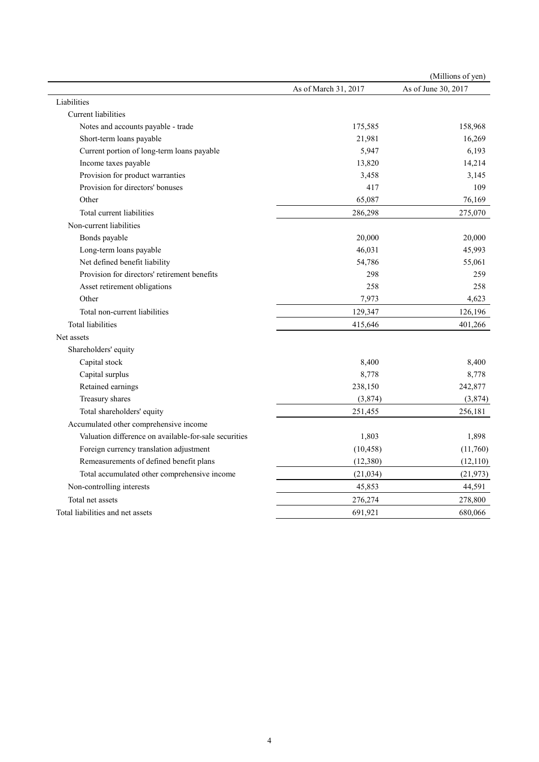(Millions of yen)

| | As of March 31, 2017 | As of June 30, 2017 |
|---|---|---|
| Liabilities | | |
| Current liabilities | | |
| Notes and accounts payable - trade | 175,585 | 158,968 |
| Short-term loans payable | 21,981 | 16,269 |
| Current portion of long-term loans payable | 5,947 | 6,193 |
| Income taxes payable | 13,820 | 14,214 |
| Provision for product warranties | 3,458 | 3,145 |
| Provision for directors' bonuses | 417 | 109 |
| Other | 65,087 | 76,169 |
| Total current liabilities | 286,298 | 275,070 |
| Non-current liabilities | | |
| Bonds payable | 20,000 | 20,000 |
| Long-term loans payable | 46,031 | 45,993 |
| Net defined benefit liability | 54,786 | 55,061 |
| Provision for directors' retirement benefits | 298 | 259 |
| Asset retirement obligations | 258 | 258 |
| Other | 7,973 | 4,623 |
| Total non-current liabilities | 129,347 | 126,196 |
| Total liabilities | 415,646 | 401,266 |
| Net assets | | |
| Shareholders' equity | | |
| Capital stock | 8,400 | 8,400 |
| Capital surplus | 8,778 | 8,778 |
| Retained earnings | 238,150 | 242,877 |
| Treasury shares | (3,874) | (3,874) |
| Total shareholders' equity | 251,455 | 256,181 |
| Accumulated other comprehensive income | | |
| Valuation difference on available-for-sale securities | 1,803 | 1,898 |
| Foreign currency translation adjustment | (10,458) | (11,760) |
| Remeasurements of defined benefit plans | (12,380) | (12,110) |
| Total accumulated other comprehensive income | (21,034) | (21,973) |
| Non-controlling interests | 45,853 | 44,591 |
| Total net assets | 276,274 | 278,800 |
| Total liabilities and net assets | 691,921 | 680,066 |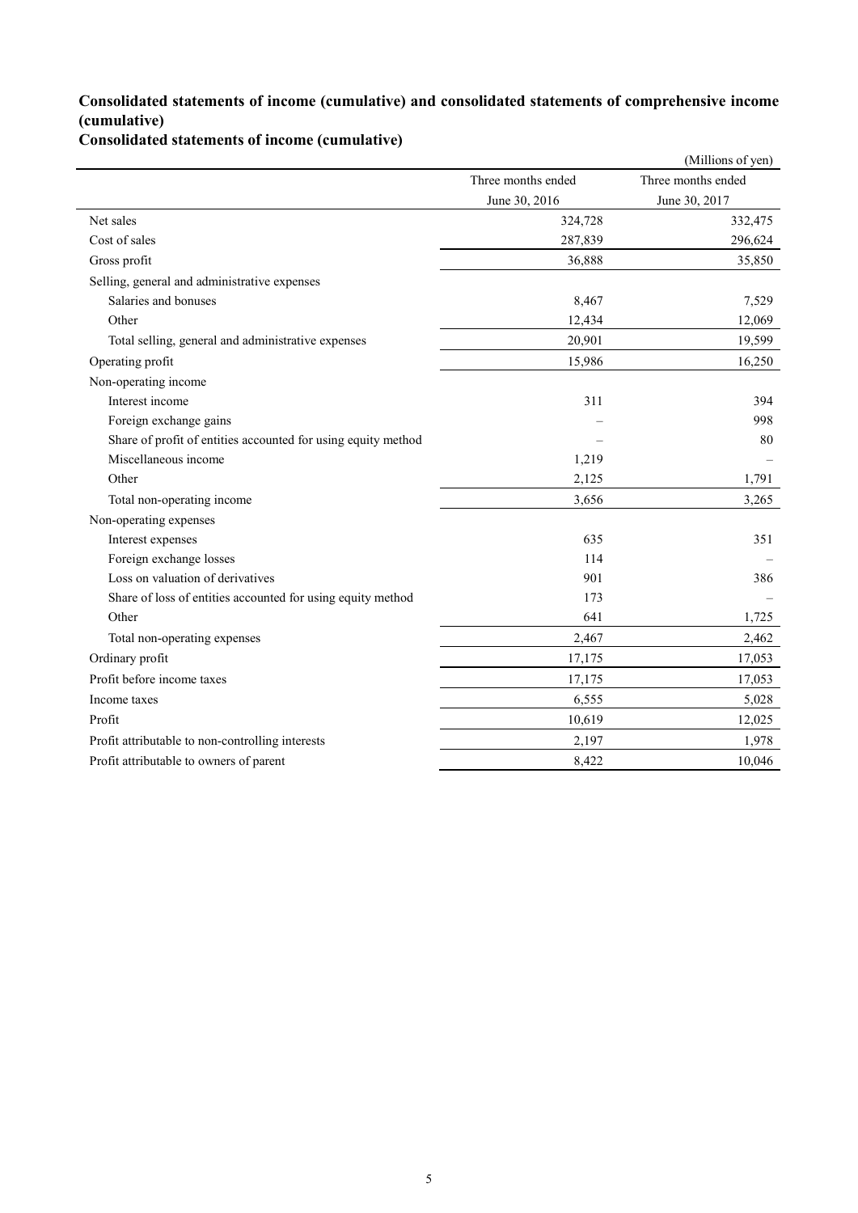## Consolidated statements of income (cumulative) and consolidated statements of comprehensive income (cumulative)

### Consolidated statements of income (cumulative)

(Millions of yen)

| | Three months ended June 30, 2016 | Three months ended June 30, 2017 |
|---|---|---|
| Net sales | 324,728 | 332,475 |
| Cost of sales | 287,839 | 296,624 |
| Gross profit | 36,888 | 35,850 |
| Selling, general and administrative expenses | | |
| Salaries and bonuses | 8,467 | 7,529 |
| Other | 12,434 | 12,069 |
| Total selling, general and administrative expenses | 20,901 | 19,599 |
| Operating profit | 15,986 | 16,250 |
| Non-operating income | | |
| Interest income | 311 | 394 |
| Foreign exchange gains | – | 998 |
| Share of profit of entities accounted for using equity method | – | 80 |
| Miscellaneous income | 1,219 | – |
| Other | 2,125 | 1,791 |
| Total non-operating income | 3,656 | 3,265 |
| Non-operating expenses | | |
| Interest expenses | 635 | 351 |
| Foreign exchange losses | 114 | – |
| Loss on valuation of derivatives | 901 | 386 |
| Share of loss of entities accounted for using equity method | 173 | – |
| Other | 641 | 1,725 |
| Total non-operating expenses | 2,467 | 2,462 |
| Ordinary profit | 17,175 | 17,053 |
| Profit before income taxes | 17,175 | 17,053 |
| Income taxes | 6,555 | 5,028 |
| Profit | 10,619 | 12,025 |
| Profit attributable to non-controlling interests | 2,197 | 1,978 |
| Profit attributable to owners of parent | 8,422 | 10,046 |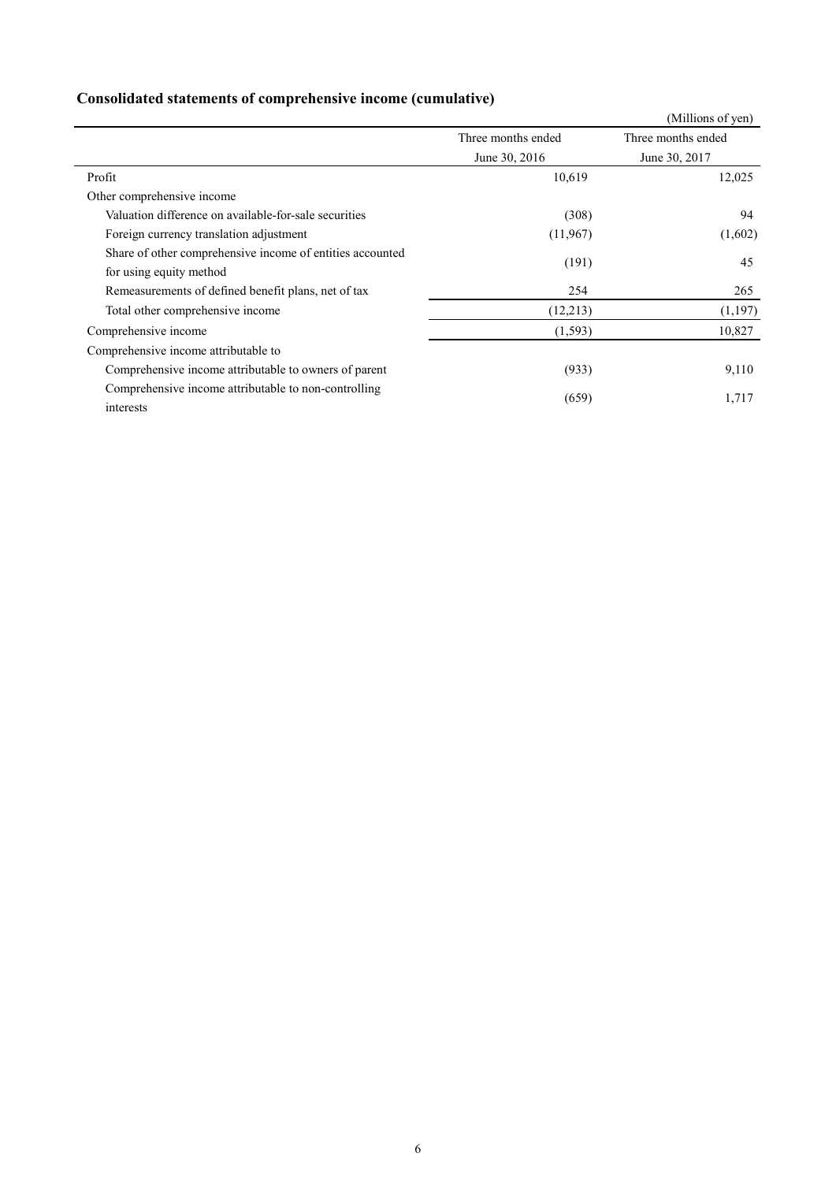## Consolidated statements of comprehensive income (cumulative)

(Millions of yen)

| | Three months ended June 30, 2016 | Three months ended June 30, 2017 |
|---|---|---|
| Profit | 10,619 | 12,025 |
| Other comprehensive income | | |
| Valuation difference on available-for-sale securities | (308) | 94 |
| Foreign currency translation adjustment | (11,967) | (1,602) |
| Share of other comprehensive income of entities accounted for using equity method | (191) | 45 |
| Remeasurements of defined benefit plans, net of tax | 254 | 265 |
| Total other comprehensive income | (12,213) | (1,197) |
| Comprehensive income | (1,593) | 10,827 |
| Comprehensive income attributable to | | |
| Comprehensive income attributable to owners of parent | (933) | 9,110 |
| Comprehensive income attributable to non-controlling interests | (659) | 1,717 |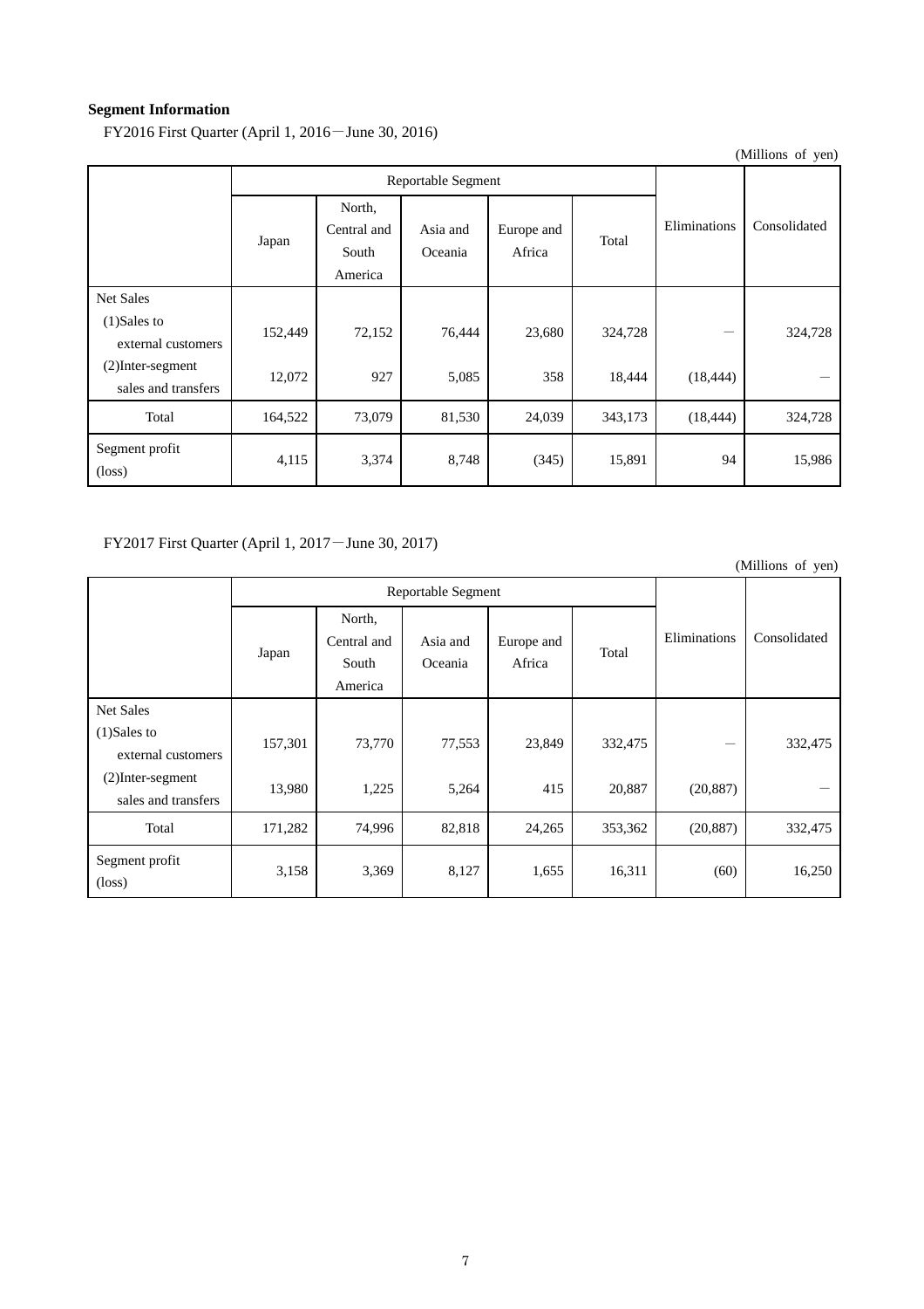**Segment Information**

FY2016 First Quarter (April 1, 2016－June 30, 2016)

(Millions of yen)

| | Reportable Segment | | | | | Eliminations | Consolidated |
|---|---|---|---|---|---|---|---|
| | Japan | North, Central and South America | Asia and Oceania | Europe and Africa | Total | | |
| Net Sales | | | | | | | |
| (1)Sales to external customers | 152,449 | 72,152 | 76,444 | 23,680 | 324,728 | — | 324,728 |
| (2)Inter-segment sales and transfers | 12,072 | 927 | 5,085 | 358 | 18,444 | (18,444) | — |
| Total | 164,522 | 73,079 | 81,530 | 24,039 | 343,173 | (18,444) | 324,728 |
| Segment profit (loss) | 4,115 | 3,374 | 8,748 | (345) | 15,891 | 94 | 15,986 |

FY2017 First Quarter (April 1, 2017－June 30, 2017)

(Millions of yen)

| | Reportable Segment | | | | | Eliminations | Consolidated |
|---|---|---|---|---|---|---|---|
| | Japan | North, Central and South America | Asia and Oceania | Europe and Africa | Total | | |
| Net Sales | | | | | | | |
| (1)Sales to external customers | 157,301 | 73,770 | 77,553 | 23,849 | 332,475 | — | 332,475 |
| (2)Inter-segment sales and transfers | 13,980 | 1,225 | 5,264 | 415 | 20,887 | (20,887) | — |
| Total | 171,282 | 74,996 | 82,818 | 24,265 | 353,362 | (20,887) | 332,475 |
| Segment profit (loss) | 3,158 | 3,369 | 8,127 | 1,655 | 16,311 | (60) | 16,250 |